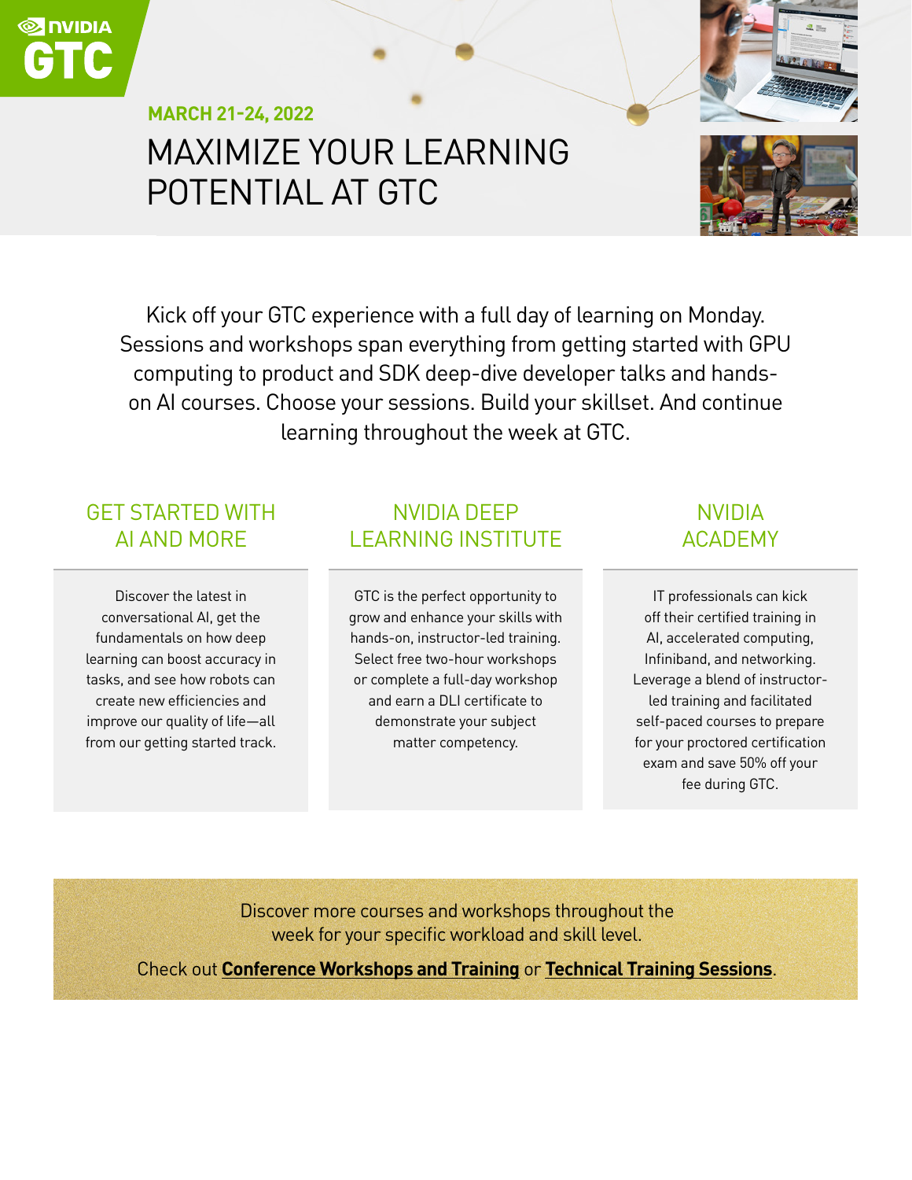NVIDIA GTC

**MARCH 21-24, 2022**

# MAXIMIZE YOUR LEARNING POTENTIAL AT GTC

Kick off your GTC experience with a full day of learning on Monday. Sessions and workshops span everything from getting started with GPU computing to product and SDK deep-dive developer talks and hands-on AI courses. Choose your sessions. Build your skillset. And continue learning throughout the week at GTC.

## GET STARTED WITH AI AND MORE

Discover the latest in conversational AI, get the fundamentals on how deep learning can boost accuracy in tasks, and see how robots can create new efficiencies and improve our quality of life—all from our getting started track.

## NVIDIA DEEP LEARNING INSTITUTE

GTC is the perfect opportunity to grow and enhance your skills with hands-on, instructor-led training. Select free two-hour workshops or complete a full-day workshop and earn a DLI certificate to demonstrate your subject matter competency.

## NVIDIA ACADEMY

IT professionals can kick off their certified training in AI, accelerated computing, Infiniband, and networking. Leverage a blend of instructor-led training and facilitated self-paced courses to prepare for your proctored certification exam and save 50% off your fee during GTC.

Discover more courses and workshops throughout the week for your specific workload and skill level.

Check out **Conference Workshops and Training** or **Technical Training Sessions**.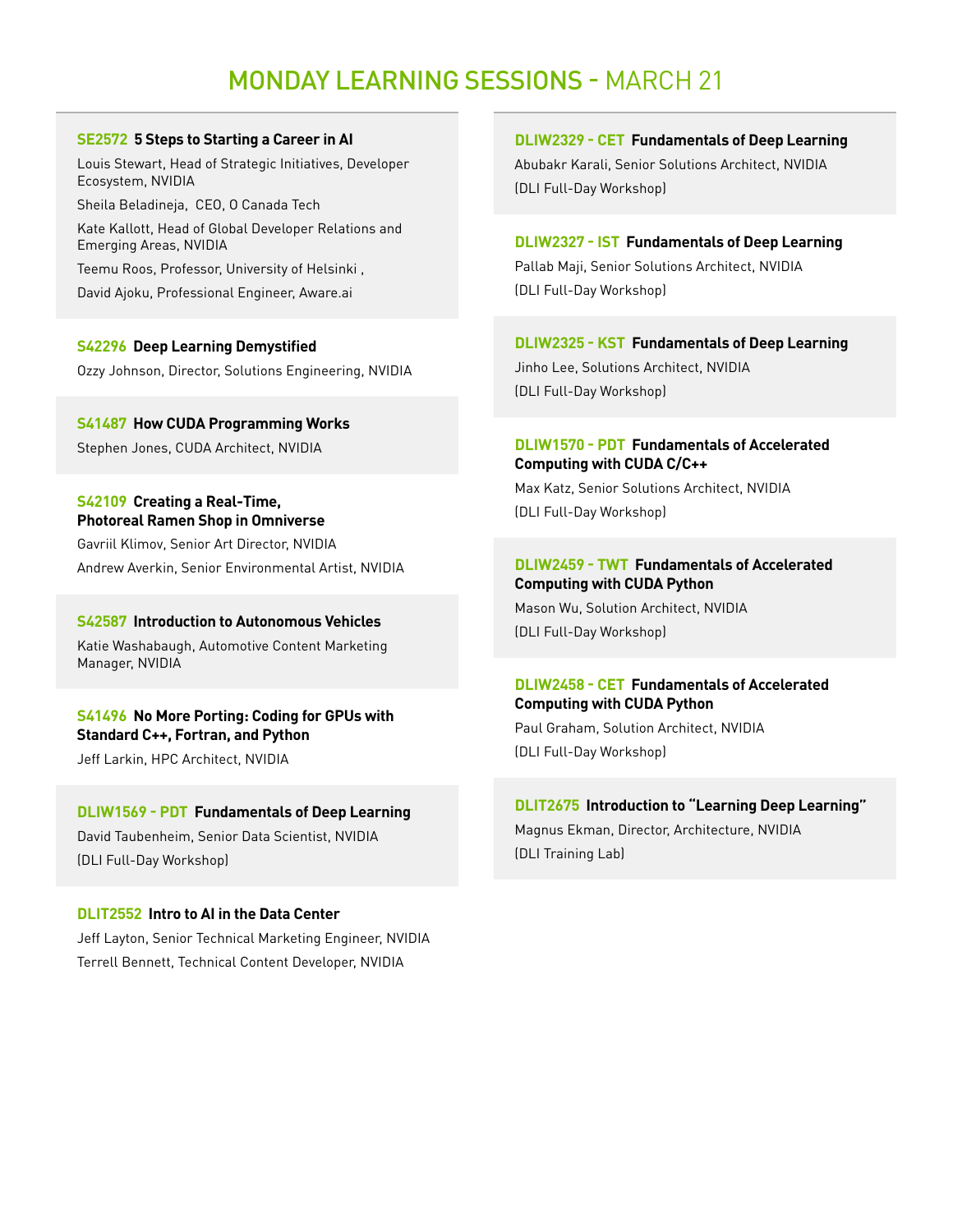# MONDAY LEARNING SESSIONS - MARCH 21

### SE2572 5 Steps to Starting a Career in AI

Louis Stewart, Head of Strategic Initiatives, Developer Ecosystem, NVIDIA

Sheila Beladineja, CEO, O Canada Tech

Kate Kallott, Head of Global Developer Relations and Emerging Areas, NVIDIA

Teemu Roos, Professor, University of Helsinki ,

David Ajoku, Professional Engineer, Aware.ai

### S42296 Deep Learning Demystified

Ozzy Johnson, Director, Solutions Engineering, NVIDIA

### S41487 How CUDA Programming Works

Stephen Jones, CUDA Architect, NVIDIA

### S42109 Creating a Real-Time, Photoreal Ramen Shop in Omniverse

Gavriil Klimov, Senior Art Director, NVIDIA

Andrew Averkin, Senior Environmental Artist, NVIDIA

### S42587 Introduction to Autonomous Vehicles

Katie Washabaugh, Automotive Content Marketing Manager, NVIDIA

### S41496 No More Porting: Coding for GPUs with Standard C++, Fortran, and Python

Jeff Larkin, HPC Architect, NVIDIA

### DLIW1569 - PDT Fundamentals of Deep Learning

David Taubenheim, Senior Data Scientist, NVIDIA

(DLI Full-Day Workshop)

### DLIT2552 Intro to AI in the Data Center

Jeff Layton, Senior Technical Marketing Engineer, NVIDIA

Terrell Bennett, Technical Content Developer, NVIDIA

### DLIW2329 - CET Fundamentals of Deep Learning

Abubakr Karali, Senior Solutions Architect, NVIDIA

(DLI Full-Day Workshop)

### DLIW2327 - IST Fundamentals of Deep Learning

Pallab Maji, Senior Solutions Architect, NVIDIA

(DLI Full-Day Workshop)

### DLIW2325 - KST Fundamentals of Deep Learning

Jinho Lee, Solutions Architect, NVIDIA

(DLI Full-Day Workshop)

### DLIW1570 - PDT Fundamentals of Accelerated Computing with CUDA C/C++

Max Katz, Senior Solutions Architect, NVIDIA

(DLI Full-Day Workshop)

### DLIW2459 - TWT Fundamentals of Accelerated Computing with CUDA Python

Mason Wu, Solution Architect, NVIDIA

(DLI Full-Day Workshop)

### DLIW2458 - CET Fundamentals of Accelerated Computing with CUDA Python

Paul Graham, Solution Architect, NVIDIA

(DLI Full-Day Workshop)

### DLIT2675 Introduction to "Learning Deep Learning"

Magnus Ekman, Director, Architecture, NVIDIA

(DLI Training Lab)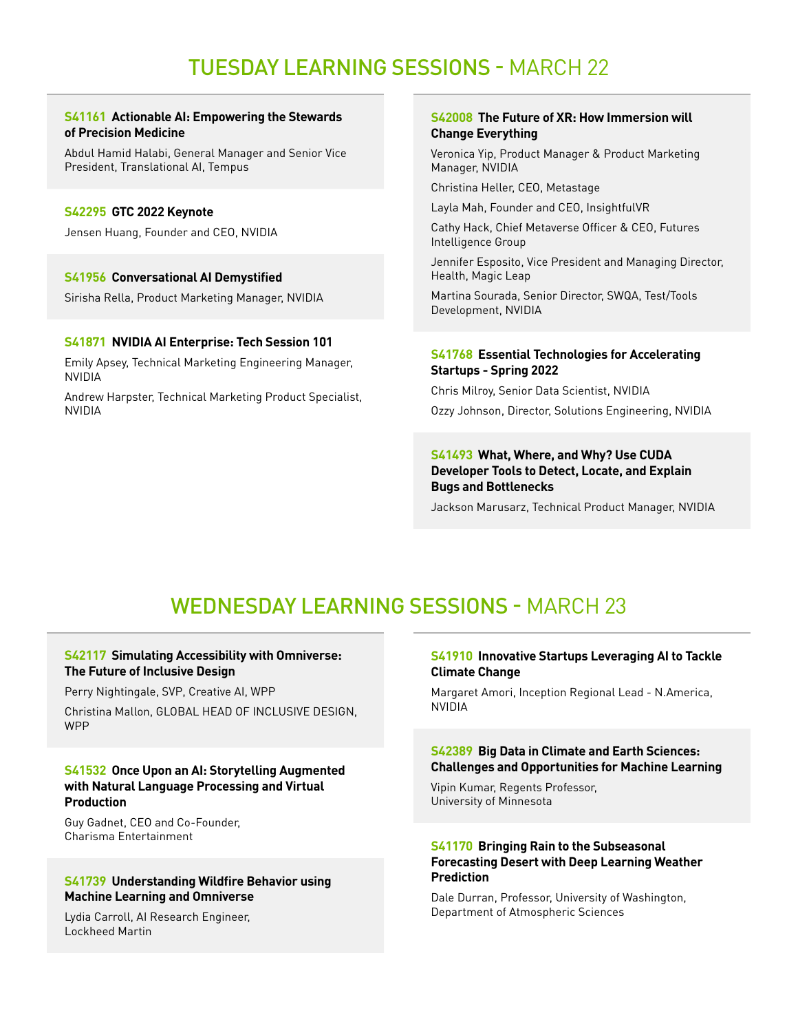## TUESDAY LEARNING SESSIONS - MARCH 22

**S41161 Actionable AI: Empowering the Stewards of Precision Medicine**

Abdul Hamid Halabi, General Manager and Senior Vice President, Translational AI, Tempus

**S42295 GTC 2022 Keynote**

Jensen Huang, Founder and CEO, NVIDIA

**S41956 Conversational AI Demystified**

Sirisha Rella, Product Marketing Manager, NVIDIA

**S41871 NVIDIA AI Enterprise: Tech Session 101**

Emily Apsey, Technical Marketing Engineering Manager, NVIDIA

Andrew Harpster, Technical Marketing Product Specialist, NVIDIA

**S42008 The Future of XR: How Immersion will Change Everything**

Veronica Yip, Product Manager & Product Marketing Manager, NVIDIA

Christina Heller, CEO, Metastage

Layla Mah, Founder and CEO, InsightfulVR

Cathy Hack, Chief Metaverse Officer & CEO, Futures Intelligence Group

Jennifer Esposito, Vice President and Managing Director, Health, Magic Leap

Martina Sourada, Senior Director, SWQA, Test/Tools Development, NVIDIA

**S41768 Essential Technologies for Accelerating Startups - Spring 2022**

Chris Milroy, Senior Data Scientist, NVIDIA

Ozzy Johnson, Director, Solutions Engineering, NVIDIA

**S41493 What, Where, and Why? Use CUDA Developer Tools to Detect, Locate, and Explain Bugs and Bottlenecks**

Jackson Marusarz, Technical Product Manager, NVIDIA

## WEDNESDAY LEARNING SESSIONS - MARCH 23

**S42117 Simulating Accessibility with Omniverse: The Future of Inclusive Design**

Perry Nightingale, SVP, Creative AI, WPP

Christina Mallon, GLOBAL HEAD OF INCLUSIVE DESIGN, WPP

**S41532 Once Upon an AI: Storytelling Augmented with Natural Language Processing and Virtual Production**

Guy Gadnet, CEO and Co-Founder, Charisma Entertainment

**S41739 Understanding Wildfire Behavior using Machine Learning and Omniverse**

Lydia Carroll, AI Research Engineer, Lockheed Martin

**S41910 Innovative Startups Leveraging AI to Tackle Climate Change**

Margaret Amori, Inception Regional Lead - N.America, NVIDIA

**S42389 Big Data in Climate and Earth Sciences: Challenges and Opportunities for Machine Learning**

Vipin Kumar, Regents Professor, University of Minnesota

**S41170 Bringing Rain to the Subseasonal Forecasting Desert with Deep Learning Weather Prediction**

Dale Durran, Professor, University of Washington, Department of Atmospheric Sciences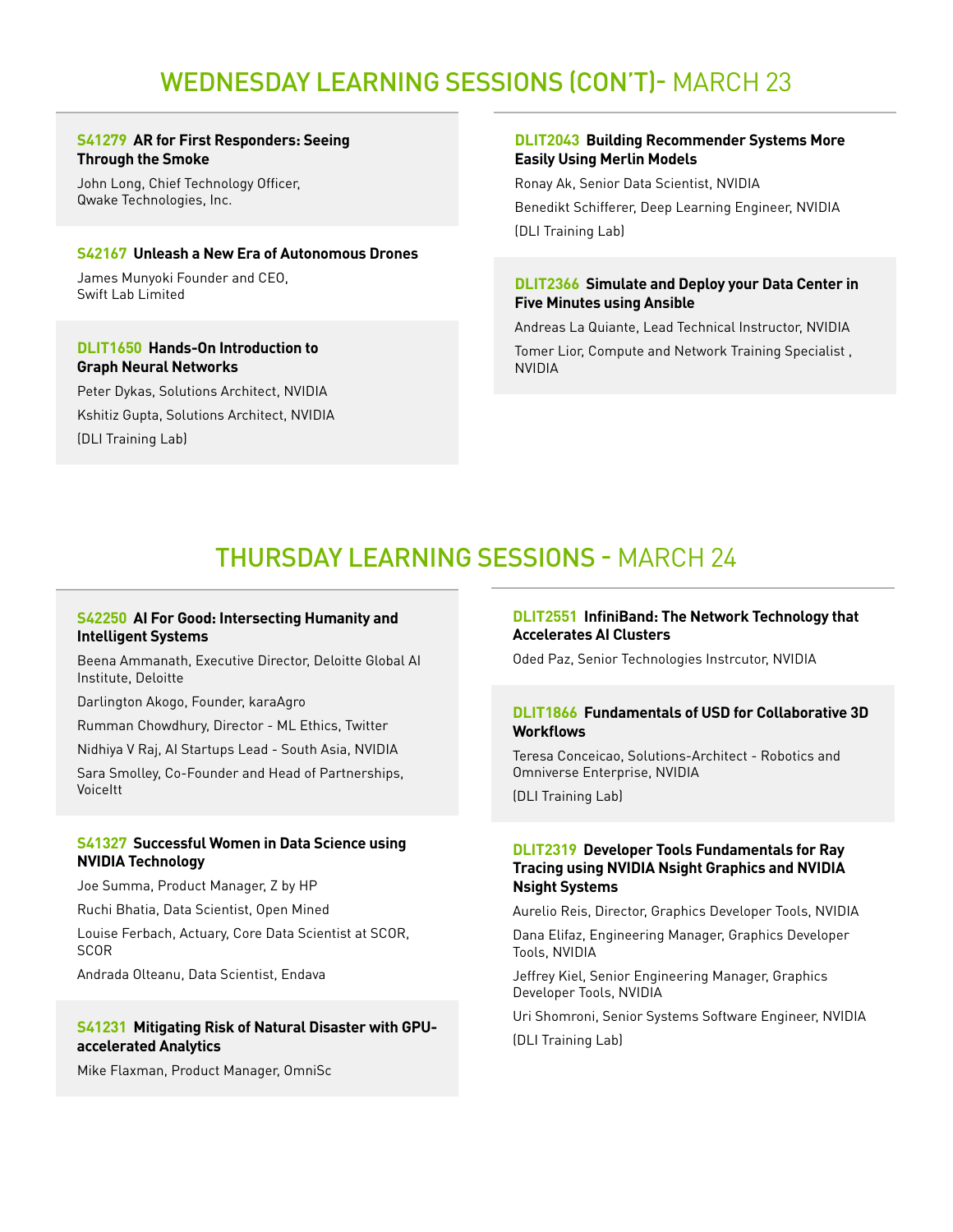## WEDNESDAY LEARNING SESSIONS (CON'T)- MARCH 23

**S41279 AR for First Responders: Seeing Through the Smoke**

John Long, Chief Technology Officer, Qwake Technologies, Inc.

**S42167 Unleash a New Era of Autonomous Drones**

James Munyoki Founder and CEO, Swift Lab Limited

**DLIT1650 Hands-On Introduction to Graph Neural Networks**

Peter Dykas, Solutions Architect, NVIDIA

Kshitiz Gupta, Solutions Architect, NVIDIA

(DLI Training Lab)

**DLIT2043 Building Recommender Systems More Easily Using Merlin Models**

Ronay Ak, Senior Data Scientist, NVIDIA

Benedikt Schifferer, Deep Learning Engineer, NVIDIA

(DLI Training Lab)

**DLIT2366 Simulate and Deploy your Data Center in Five Minutes using Ansible**

Andreas La Quiante, Lead Technical Instructor, NVIDIA

Tomer Lior, Compute and Network Training Specialist , NVIDIA

## THURSDAY LEARNING SESSIONS - MARCH 24

**S42250 AI For Good: Intersecting Humanity and Intelligent Systems**

Beena Ammanath, Executive Director, Deloitte Global AI Institute, Deloitte

Darlington Akogo, Founder, karaAgro

Rumman Chowdhury, Director - ML Ethics, Twitter

Nidhiya V Raj, AI Startups Lead - South Asia, NVIDIA

Sara Smolley, Co-Founder and Head of Partnerships, VoiceItt

**S41327 Successful Women in Data Science using NVIDIA Technology**

Joe Summa, Product Manager, Z by HP

Ruchi Bhatia, Data Scientist, Open Mined

Louise Ferbach, Actuary, Core Data Scientist at SCOR, SCOR

Andrada Olteanu, Data Scientist, Endava

**S41231 Mitigating Risk of Natural Disaster with GPU-accelerated Analytics**

Mike Flaxman, Product Manager, OmniSc

**DLIT2551 InfiniBand: The Network Technology that Accelerates AI Clusters**

Oded Paz, Senior Technologies Instrcutor, NVIDIA

**DLIT1866 Fundamentals of USD for Collaborative 3D Workflows**

Teresa Conceicao, Solutions-Architect - Robotics and Omniverse Enterprise, NVIDIA

(DLI Training Lab)

**DLIT2319 Developer Tools Fundamentals for Ray Tracing using NVIDIA Nsight Graphics and NVIDIA Nsight Systems**

Aurelio Reis, Director, Graphics Developer Tools, NVIDIA

Dana Elifaz, Engineering Manager, Graphics Developer Tools, NVIDIA

Jeffrey Kiel, Senior Engineering Manager, Graphics Developer Tools, NVIDIA

Uri Shomroni, Senior Systems Software Engineer, NVIDIA

(DLI Training Lab)